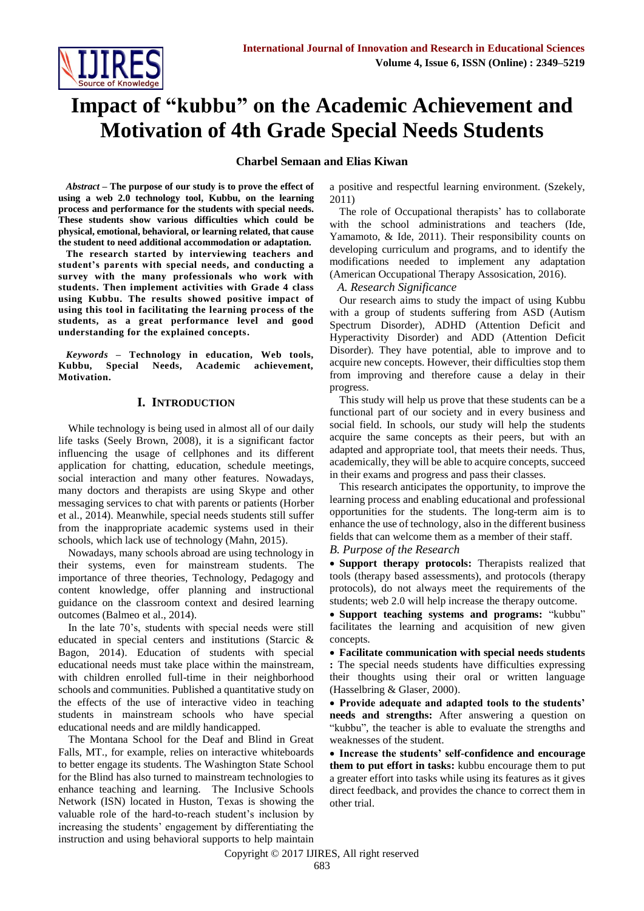# Impact of "kubbu" on the Academic Achievement and Motivation of 4th Grade Special Needs Students

**Charbel Semaan and Elias Kiwan**

***Abstract* – The purpose of our study is to prove the effect of using a web 2.0 technology tool, Kubbu, on the learning process and performance for the students with special needs. These students show various difficulties which could be physical, emotional, behavioral, or learning related, that cause the student to need additional accommodation or adaptation.**

**The research started by interviewing teachers and student's parents with special needs, and conducting a survey with the many professionals who work with students. Then implement activities with Grade 4 class using Kubbu. The results showed positive impact of using this tool in facilitating the learning process of the students, as a great performance level and good understanding for the explained concepts.**

***Keywords* – Technology in education, Web tools, Kubbu, Special Needs, Academic achievement, Motivation.**

## I. Introduction

While technology is being used in almost all of our daily life tasks (Seely Brown, 2008), it is a significant factor influencing the usage of cellphones and its different application for chatting, education, schedule meetings, social interaction and many other features. Nowadays, many doctors and therapists are using Skype and other messaging services to chat with parents or patients (Horber et al., 2014). Meanwhile, special needs students still suffer from the inappropriate academic systems used in their schools, which lack use of technology (Mahn, 2015).

Nowadays, many schools abroad are using technology in their systems, even for mainstream students. The importance of three theories, Technology, Pedagogy and content knowledge, offer planning and instructional guidance on the classroom context and desired learning outcomes (Balmeo et al., 2014).

In the late 70's, students with special needs were still educated in special centers and institutions (Starcic & Bagon, 2014). Education of students with special educational needs must take place within the mainstream, with children enrolled full-time in their neighborhood schools and communities. Published a quantitative study on the effects of the use of interactive video in teaching students in mainstream schools who have special educational needs and are mildly handicapped.

The Montana School for the Deaf and Blind in Great Falls, MT., for example, relies on interactive whiteboards to better engage its students. The Washington State School for the Blind has also turned to mainstream technologies to enhance teaching and learning. The Inclusive Schools Network (ISN) located in Huston, Texas is showing the valuable role of the hard-to-reach student's inclusion by increasing the students' engagement by differentiating the instruction and using behavioral supports to help maintain a positive and respectful learning environment. (Szekely, 2011)

The role of Occupational therapists' has to collaborate with the school administrations and teachers (Ide, Yamamoto, & Ide, 2011). Their responsibility counts on developing curriculum and programs, and to identify the modifications needed to implement any adaptation (American Occupational Therapy Assosication, 2016).

### *A. Research Significance*

Our research aims to study the impact of using Kubbu with a group of students suffering from ASD (Autism Spectrum Disorder), ADHD (Attention Deficit and Hyperactivity Disorder) and ADD (Attention Deficit Disorder). They have potential, able to improve and to acquire new concepts. However, their difficulties stop them from improving and therefore cause a delay in their progress.

This study will help us prove that these students can be a functional part of our society and in every business and social field. In schools, our study will help the students acquire the same concepts as their peers, but with an adapted and appropriate tool, that meets their needs. Thus, academically, they will be able to acquire concepts, succeed in their exams and progress and pass their classes.

This research anticipates the opportunity, to improve the learning process and enabling educational and professional opportunities for the students. The long-term aim is to enhance the use of technology, also in the different business fields that can welcome them as a member of their staff.

### *B. Purpose of the Research*

- **Support therapy protocols:** Therapists realized that tools (therapy based assessments), and protocols (therapy protocols), do not always meet the requirements of the students; web 2.0 will help increase the therapy outcome.
- **Support teaching systems and programs:** "kubbu" facilitates the learning and acquisition of new given concepts.
- **Facilitate communication with special needs students :** The special needs students have difficulties expressing their thoughts using their oral or written language (Hasselbring & Glaser, 2000).
- **Provide adequate and adapted tools to the students' needs and strengths:** After answering a question on "kubbu", the teacher is able to evaluate the strengths and weaknesses of the student.
- **Increase the students' self-confidence and encourage them to put effort in tasks:** kubbu encourage them to put a greater effort into tasks while using its features as it gives direct feedback, and provides the chance to correct them in other trial.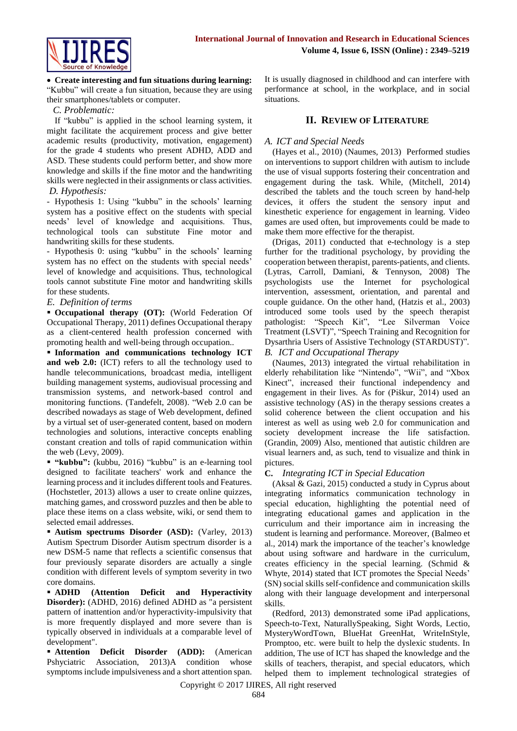- **Create interesting and fun situations during learning:** "Kubbu" will create a fun situation, because they are using their smartphones/tablets or computer.

*C. Problematic:*

If "kubbu" is applied in the school learning system, it might facilitate the acquirement process and give better academic results (productivity, motivation, engagement) for the grade 4 students who present ADHD, ADD and ASD. These students could perform better, and show more knowledge and skills if the fine motor and the handwriting skills were neglected in their assignments or class activities.

*D. Hypothesis:*

- Hypothesis 1: Using "kubbu" in the schools' learning system has a positive effect on the students with special needs' level of knowledge and acquisitions. Thus, technological tools can substitute Fine motor and handwriting skills for these students.

- Hypothesis 0: using "kubbu" in the schools' learning system has no effect on the students with special needs' level of knowledge and acquisitions. Thus, technological tools cannot substitute Fine motor and handwriting skills for these students.

*E. Definition of terms*

- **Occupational therapy (OT):** (World Federation Of Occupational Therapy, 2011) defines Occupational therapy as a client-centered health profession concerned with promoting health and well-being through occupation..
- **Information and communications technology ICT and web 2.0:** (ICT) refers to all the technology used to handle telecommunications, broadcast media, intelligent building management systems, audiovisual processing and transmission systems, and network-based control and monitoring functions. (Tandefelt, 2008). "Web 2.0 can be described nowadays as stage of Web development, defined by a virtual set of user-generated content, based on modern technologies and solutions, interactive concepts enabling constant creation and tolls of rapid communication within the web (Levy, 2009).
- **"kubbu":** (kubbu, 2016) "kubbu" is an e-learning tool designed to facilitate teachers' work and enhance the learning process and it includes different tools and Features. (Hochstetler, 2013) allows a user to create online quizzes, matching games, and crossword puzzles and then be able to place these items on a class website, wiki, or send them to selected email addresses.
- **Autism spectrums Disorder (ASD):** (Varley, 2013) Autism Spectrum Disorder Autism spectrum disorder is a new DSM-5 name that reflects a scientific consensus that four previously separate disorders are actually a single condition with different levels of symptom severity in two core domains.
- **ADHD (Attention Deficit and Hyperactivity Disorder):** (ADHD, 2016) defined ADHD as "a persistent pattern of inattention and/or hyperactivity-impulsivity that is more frequently displayed and more severe than is typically observed in individuals at a comparable level of development".
- **Attention Deficit Disorder (ADD):** (American Pshyciatric Association, 2013)A condition whose symptoms include impulsiveness and a short attention span. It is usually diagnosed in childhood and can interfere with performance at school, in the workplace, and in social situations.

## II. Review of Literature

### *A. ICT and Special Needs*

(Hayes et al., 2010) (Naumes, 2013) Performed studies on interventions to support children with autism to include the use of visual supports fostering their concentration and engagement during the task. While, (Mitchell, 2014) described the tablets and the touch screen by hand-help devices, it offers the student the sensory input and kinesthetic experience for engagement in learning. Video games are used often, but improvements could be made to make them more effective for the therapist.

(Drigas, 2011) conducted that e-technology is a step further for the traditional psychology, by providing the cooperation between therapist, parents-patients, and clients. (Lytras, Carroll, Damiani, & Tennyson, 2008) The psychologists use the Internet for psychological intervention, assessment, orientation, and parental and couple guidance. On the other hand, (Hatzis et al., 2003) introduced some tools used by the speech therapist pathologist: "Speech Kit", "Lee Silverman Voice Treatment (LSVT)", "Speech Training and Recognition for Dysarthria Users of Assistive Technology (STARDUST)".

### *B. ICT and Occupational Therapy*

(Naumes, 2013) integrated the virtual rehabilitation in elderly rehabilitation like "Nintendo", "Wii", and "Xbox Kinect", increased their functional independency and engagement in their lives. As for (Piškur, 2014) used an assistive technology (AS) in the therapy sessions creates a solid coherence between the client occupation and his interest as well as using web 2.0 for communication and society development increase the life satisfaction. (Grandin, 2009) Also, mentioned that autistic children are visual learners and, as such, tend to visualize and think in pictures.

### **C.** *Integrating ICT in Special Education*

(Aksal & Gazi, 2015) conducted a study in Cyprus about integrating informatics communication technology in special education, highlighting the potential need of integrating educational games and application in the curriculum and their importance aim in increasing the student is learning and performance. Moreover, (Balmeo et al., 2014) mark the importance of the teacher's knowledge about using software and hardware in the curriculum, creates efficiency in the special learning. (Schmid & Whyte, 2014) stated that ICT promotes the Special Needs' (SN) social skills self-confidence and communication skills along with their language development and interpersonal skills.

(Redford, 2013) demonstrated some iPad applications, Speech-to-Text, NaturallySpeaking, Sight Words, Lectio, MysteryWordTown, BlueHat GreenHat, WriteInStyle, Promptoo, etc. were built to help the dyslexic students. In addition, The use of ICT has shaped the knowledge and the skills of teachers, therapist, and special educators, which helped them to implement technological strategies of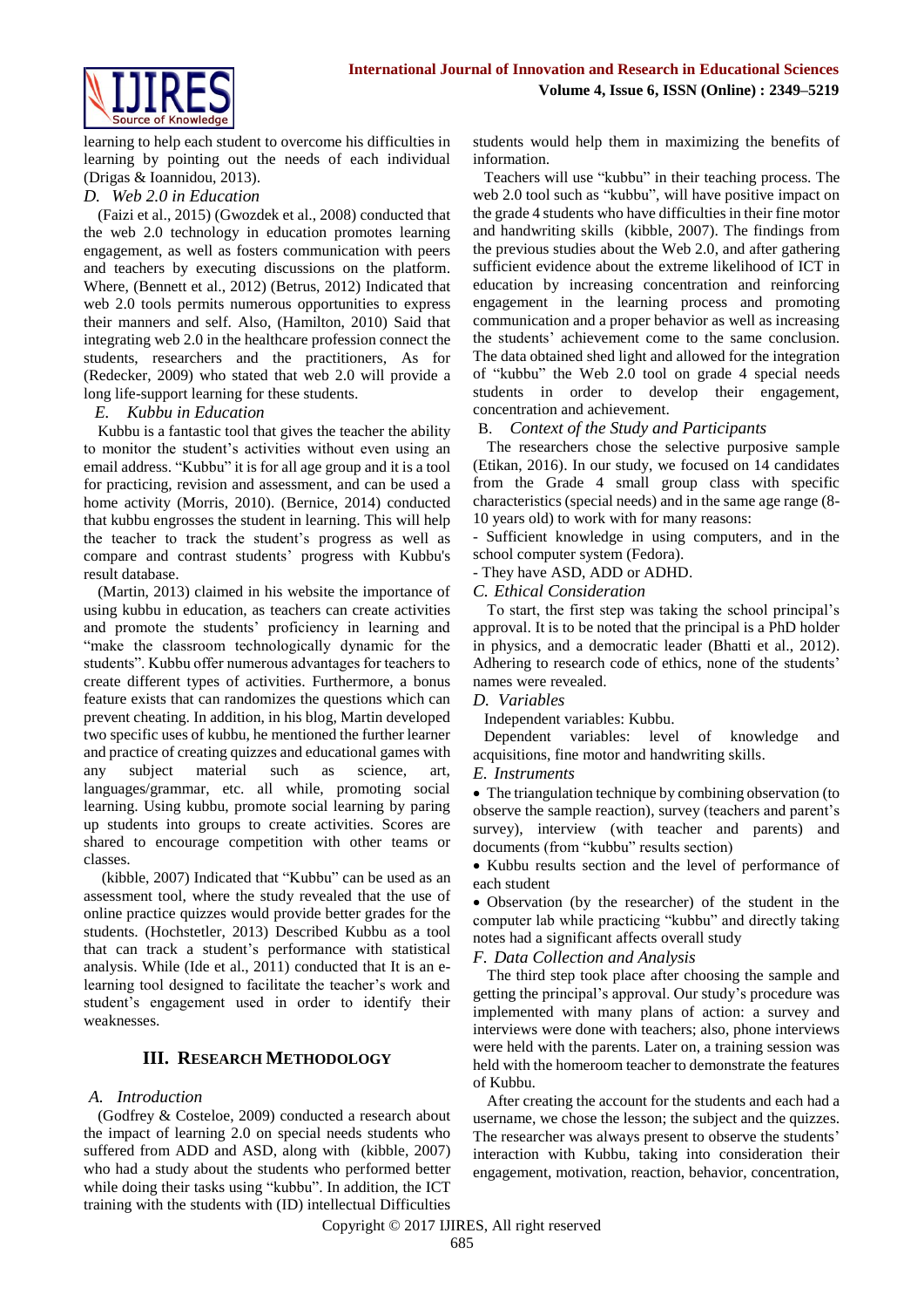learning to help each student to overcome his difficulties in learning by pointing out the needs of each individual (Drigas & Ioannidou, 2013).

### *D. Web 2.0 in Education*

(Faizi et al., 2015) (Gwozdek et al., 2008) conducted that the web 2.0 technology in education promotes learning engagement, as well as fosters communication with peers and teachers by executing discussions on the platform. Where, (Bennett et al., 2012) (Betrus, 2012) Indicated that web 2.0 tools permits numerous opportunities to express their manners and self. Also, (Hamilton, 2010) Said that integrating web 2.0 in the healthcare profession connect the students, researchers and the practitioners, As for (Redecker, 2009) who stated that web 2.0 will provide a long life-support learning for these students.

### *E. Kubbu in Education*

Kubbu is a fantastic tool that gives the teacher the ability to monitor the student's activities without even using an email address. "Kubbu" it is for all age group and it is a tool for practicing, revision and assessment, and can be used a home activity (Morris, 2010). (Bernice, 2014) conducted that kubbu engrosses the student in learning. This will help the teacher to track the student's progress as well as compare and contrast students' progress with Kubbu's result database.

(Martin, 2013) claimed in his website the importance of using kubbu in education, as teachers can create activities and promote the students' proficiency in learning and "make the classroom technologically dynamic for the students". Kubbu offer numerous advantages for teachers to create different types of activities. Furthermore, a bonus feature exists that can randomizes the questions which can prevent cheating. In addition, in his blog, Martin developed two specific uses of kubbu, he mentioned the further learner and practice of creating quizzes and educational games with any subject material such as science, art, languages/grammar, etc. all while, promoting social learning. Using kubbu, promote social learning by paring up students into groups to create activities. Scores are shared to encourage competition with other teams or classes.

(kibble, 2007) Indicated that "Kubbu" can be used as an assessment tool, where the study revealed that the use of online practice quizzes would provide better grades for the students. (Hochstetler, 2013) Described Kubbu as a tool that can track a student's performance with statistical analysis. While (Ide et al., 2011) conducted that It is an e-learning tool designed to facilitate the teacher's work and student's engagement used in order to identify their weaknesses.

## III. Research Methodology

### *A. Introduction*

(Godfrey & Costeloe, 2009) conducted a research about the impact of learning 2.0 on special needs students who suffered from ADD and ASD, along with (kibble, 2007) who had a study about the students who performed better while doing their tasks using "kubbu". In addition, the ICT training with the students with (ID) intellectual Difficulties students would help them in maximizing the benefits of information.

Teachers will use "kubbu" in their teaching process. The web 2.0 tool such as "kubbu", will have positive impact on the grade 4 students who have difficulties in their fine motor and handwriting skills (kibble, 2007). The findings from the previous studies about the Web 2.0, and after gathering sufficient evidence about the extreme likelihood of ICT in education by increasing concentration and reinforcing engagement in the learning process and promoting communication and a proper behavior as well as increasing the students' achievement come to the same conclusion. The data obtained shed light and allowed for the integration of "kubbu" the Web 2.0 tool on grade 4 special needs students in order to develop their engagement, concentration and achievement.

### B. *Context of the Study and Participants*

The researchers chose the selective purposive sample (Etikan, 2016). In our study, we focused on 14 candidates from the Grade 4 small group class with specific characteristics (special needs) and in the same age range (8-10 years old) to work with for many reasons:

- Sufficient knowledge in using computers, and in the school computer system (Fedora).
- They have ASD, ADD or ADHD.

### *C. Ethical Consideration*

To start, the first step was taking the school principal's approval. It is to be noted that the principal is a PhD holder in physics, and a democratic leader (Bhatti et al., 2012). Adhering to research code of ethics, none of the students' names were revealed.

### *D. Variables*

Independent variables: Kubbu.

Dependent variables: level of knowledge and acquisitions, fine motor and handwriting skills.

### *E. Instruments*

- The triangulation technique by combining observation (to observe the sample research), survey (teachers and parent's survey), interview (with teacher and parents) and documents (from "kubbu" results section)
- Kubbu results section and the level of performance of each student
- Observation (by the researcher) of the student in the computer lab while practicing "kubbu" and directly taking notes had a significant affects overall study

### *F. Data Collection and Analysis*

The third step took place after choosing the sample and getting the principal's approval. Our study's procedure was implemented with many plans of action: a survey and interviews were done with teachers; also, phone interviews were held with the parents. Later on, a training session was held with the homeroom teacher to demonstrate the features of Kubbu.

After creating the account for the students and each had a username, we chose the lesson; the subject and the quizzes. The researcher was always present to observe the students' interaction with Kubbu, taking into consideration their engagement, motivation, reaction, behavior, concentration,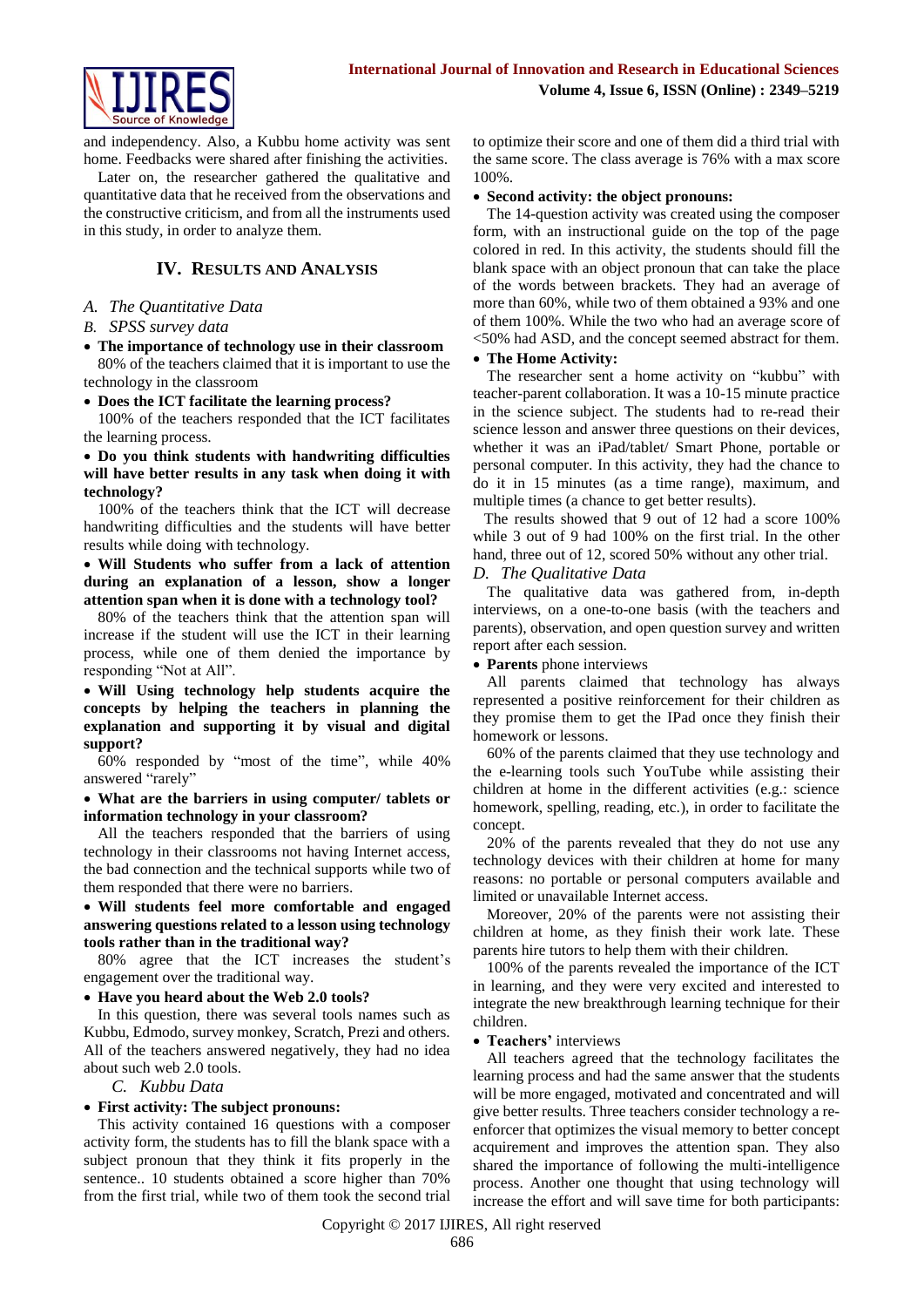and independency. Also, a Kubbu home activity was sent home. Feedbacks were shared after finishing the activities.

Later on, the researcher gathered the qualitative and quantitative data that he received from the observations and the constructive criticism, and from all the instruments used in this study, in order to analyze them.

## IV. Results and Analysis

### *A. The Quantitative Data*

### *B. SPSS survey data*

- **The importance of technology use in their classroom**

80% of the teachers claimed that it is important to use the technology in the classroom

- **Does the ICT facilitate the learning process?**

100% of the teachers responded that the ICT facilitates the learning process.

- **Do you think students with handwriting difficulties will have better results in any task when doing it with technology?**

100% of the teachers think that the ICT will decrease handwriting difficulties and the students will have better results while doing with technology.

- **Will Students who suffer from a lack of attention during an explanation of a lesson, show a longer attention span when it is done with a technology tool?**

80% of the teachers think that the attention span will increase if the student will use the ICT in their learning process, while one of them denied the importance by responding "Not at All".

- **Will Using technology help students acquire the concepts by helping the teachers in planning the explanation and supporting it by visual and digital support?**

60% responded by "most of the time", while 40% answered "rarely"

- **What are the barriers in using computer/ tablets or information technology in your classroom?**

All the teachers responded that the barriers of using technology in their classrooms not having Internet access, the bad connection and the technical supports while two of them responded that there were no barriers.

- **Will students feel more comfortable and engaged answering questions related to a lesson using technology tools rather than in the traditional way?**

80% agree that the ICT increases the student's engagement over the traditional way.

- **Have you heard about the Web 2.0 tools?**

In this question, there was several tools names such as Kubbu, Edmodo, survey monkey, Scratch, Prezi and others. All of the teachers answered negatively, they had no idea about such web 2.0 tools.

### *C. Kubbu Data*

- **First activity: The subject pronouns:**

This activity contained 16 questions with a composer activity form, the students has to fill the blank space with a subject pronoun that they think it fits properly in the sentence.. 10 students obtained a score higher than 70% from the first trial, while two of them took the second trial to optimize their score and one of them did a third trial with the same score. The class average is 76% with a max score 100%.

- **Second activity: the object pronouns:**

The 14-question activity was created using the composer form, with an instructional guide on the top of the page colored in red. In this activity, the students should fill the blank space with an object pronoun that can take the place of the words between brackets. They had an average of more than 60%, while two of them obtained a 93% and one of them 100%. While the two who had an average score of <50% had ASD, and the concept seemed abstract for them.

- **The Home Activity:**

The researcher sent a home activity on "kubbu" with teacher-parent collaboration. It was a 10-15 minute practice in the science subject. The students had to re-read their science lesson and answer three questions on their devices, whether it was an iPad/tablet/ Smart Phone, portable or personal computer. In this activity, they had the chance to do it in 15 minutes (as a time range), maximum, and multiple times (a chance to get better results).

The results showed that 9 out of 12 had a score 100% while 3 out of 9 had 100% on the first trial. In the other hand, three out of 12, scored 50% without any other trial.

### *D. The Qualitative Data*

The qualitative data was gathered from, in-depth interviews, on a one-to-one basis (with the teachers and parents), observation, and open question survey and written report after each session.

- **Parents** phone interviews

All parents claimed that technology has always represented a positive reinforcement for their children as they promise them to get the IPad once they finish their homework or lessons.

60% of the parents claimed that they use technology and the e-learning tools such YouTube while assisting their children at home in the different activities (e.g.: science homework, spelling, reading, etc.), in order to facilitate the concept.

20% of the parents revealed that they do not use any technology devices with their children at home for many reasons: no portable or personal computers available and limited or unavailable Internet access.

Moreover, 20% of the parents were not assisting their children at home, as they finish their work late. These parents hire tutors to help them with their children.

100% of the parents revealed the importance of the ICT in learning, and they were very excited and interested to integrate the new breakthrough learning technique for their children.

- **Teachers'** interviews

All teachers agreed that the technology facilitates the learning process and had the same answer that the students will be more engaged, motivated and concentrated and will give better results. Three teachers consider technology a re-enforcer that optimizes the visual memory to better concept acquirement and improves the attention span. They also shared the importance of following the multi-intelligence process. Another one thought that using technology will increase the effort and will save time for both participants: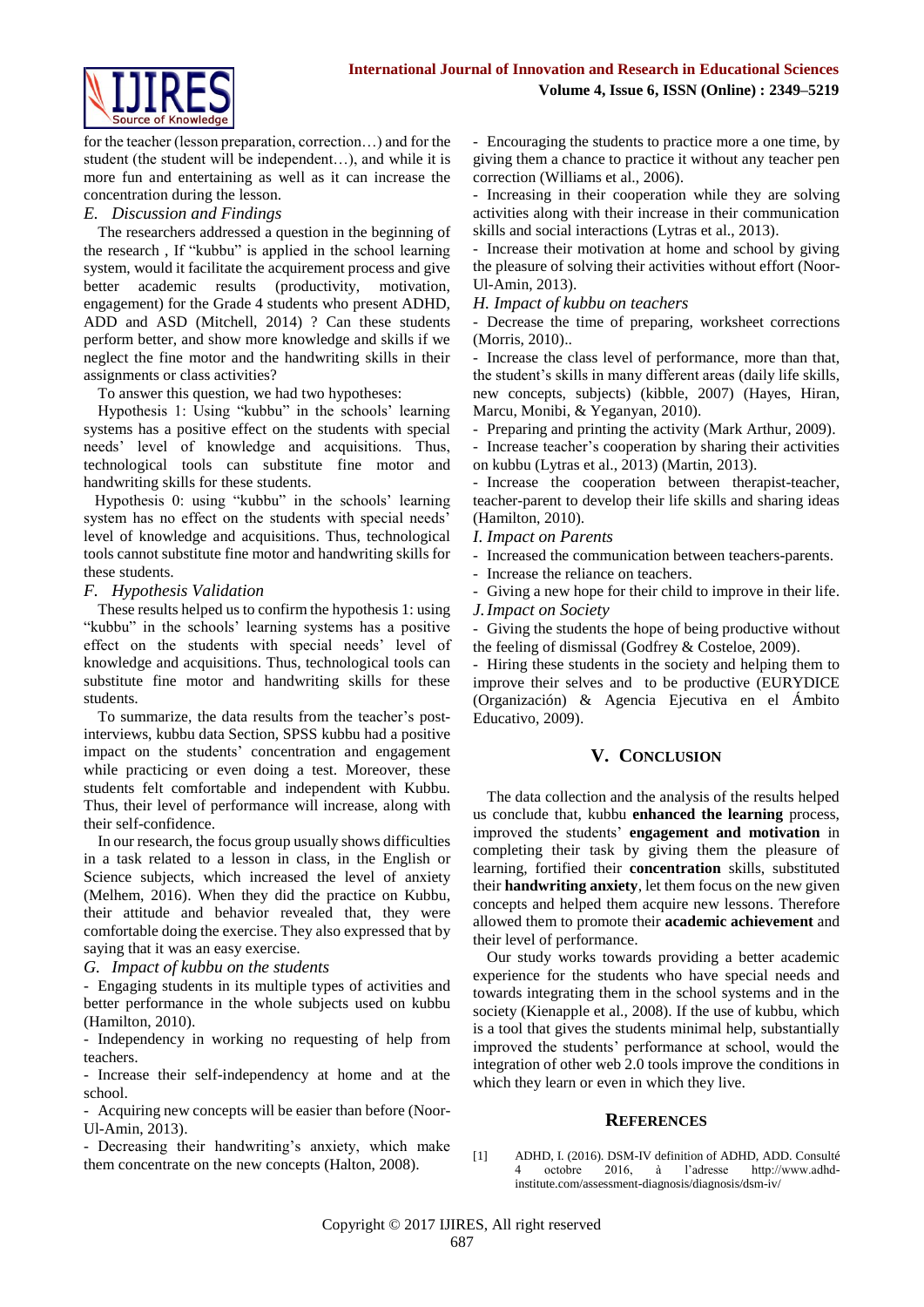for the teacher (lesson preparation, correction…) and for the student (the student will be independent…), and while it is more fun and entertaining as well as it can increase the concentration during the lesson.

### *E. Discussion and Findings*

The researchers addressed a question in the beginning of the research , If "kubbu" is applied in the school learning system, would it facilitate the acquirement process and give better academic results (productivity, motivation, engagement) for the Grade 4 students who present ADHD, ADD and ASD (Mitchell, 2014) ? Can these students perform better, and show more knowledge and skills if we neglect the fine motor and the handwriting skills in their assignments or class activities?

To answer this question, we had two hypotheses:

Hypothesis 1: Using "kubbu" in the schools' learning systems has a positive effect on the students with special needs' level of knowledge and acquisitions. Thus, technological tools can substitute fine motor and handwriting skills for these students.

Hypothesis 0: using "kubbu" in the schools' learning system has no effect on the students with special needs' level of knowledge and acquisitions. Thus, technological tools cannot substitute fine motor and handwriting skills for these students.

### *F. Hypothesis Validation*

These results helped us to confirm the hypothesis 1: using "kubbu" in the schools' learning systems has a positive effect on the students with special needs' level of knowledge and acquisitions. Thus, technological tools can substitute fine motor and handwriting skills for these students.

To summarize, the data results from the teacher's post-interviews, kubbu data Section, SPSS kubbu had a positive impact on the students' concentration and engagement while practicing or even doing a test. Moreover, these students felt comfortable and independent with Kubbu. Thus, their level of performance will increase, along with their self-confidence.

In our research, the focus group usually shows difficulties in a task related to a lesson in class, in the English or Science subjects, which increased the level of anxiety (Melhem, 2016). When they did the practice on Kubbu, their attitude and behavior revealed that, they were comfortable doing the exercise. They also expressed that by saying that it was an easy exercise.

### *G. Impact of kubbu on the students*

- Engaging students in its multiple types of activities and better performance in the whole subjects used on kubbu (Hamilton, 2010).
- Independency in working no requesting of help from teachers.
- Increase their self-independency at home and at the school.
- Acquiring new concepts will be easier than before (Noor-Ul-Amin, 2013).
- Decreasing their handwriting's anxiety, which make them concentrate on the new concepts (Halton, 2008).
- Encouraging the students to practice more a one time, by giving them a chance to practice it without any teacher pen correction (Williams et al., 2006).
- Increasing in their cooperation while they are solving activities along with their increase in their communication skills and social interactions (Lytras et al., 2013).
- Increase their motivation at home and school by giving the pleasure of solving their activities without effort (Noor-Ul-Amin, 2013).

### *H. Impact of kubbu on teachers*

- Decrease the time of preparing, worksheet corrections (Morris, 2010)..
- Increase the class level of performance, more than that, the student's skills in many different areas (daily life skills, new concepts, subjects) (kibble, 2007) (Hayes, Hiran, Marcu, Monibi, & Yeganyan, 2010).
- Preparing and printing the activity (Mark Arthur, 2009).
- Increase teacher's cooperation by sharing their activities on kubbu (Lytras et al., 2013) (Martin, 2013).
- Increase the cooperation between therapist-teacher, teacher-parent to develop their life skills and sharing ideas (Hamilton, 2010).

### *I. Impact on Parents*

- Increased the communication between teachers-parents.
- Increase the reliance on teachers.
- Giving a new hope for their child to improve in their life.

### *J. Impact on Society*

- Giving the students the hope of being productive without the feeling of dismissal (Godfrey & Costeloe, 2009).
- Hiring these students in the society and helping them to improve their selves and to be productive (EURYDICE (Organización) & Agencia Ejecutiva en el Ámbito Educativo, 2009).

## V. Conclusion

The data collection and the analysis of the results helped us conclude that, kubbu **enhanced the learning** process, improved the students' **engagement and motivation** in completing their task by giving them the pleasure of learning, fortified their **concentration** skills, substituted their **handwriting anxiety**, let them focus on the new given concepts and helped them acquire new lessons. Therefore allowed them to promote their **academic achievement** and their level of performance.

Our study works towards providing a better academic experience for the students who have special needs and towards integrating them in the school systems and in the society (Kienapple et al., 2008). If the use of kubbu, which is a tool that gives the students minimal help, substantially improved the students' performance at school, would the integration of other web 2.0 tools improve the conditions in which they learn or even in which they live.

## References

[1] ADHD, I. (2016). DSM-IV definition of ADHD, ADD. Consulté 4 octobre 2016, à l'adresse http://www.adhd-institute.com/assessment-diagnosis/diagnosis/dsm-iv/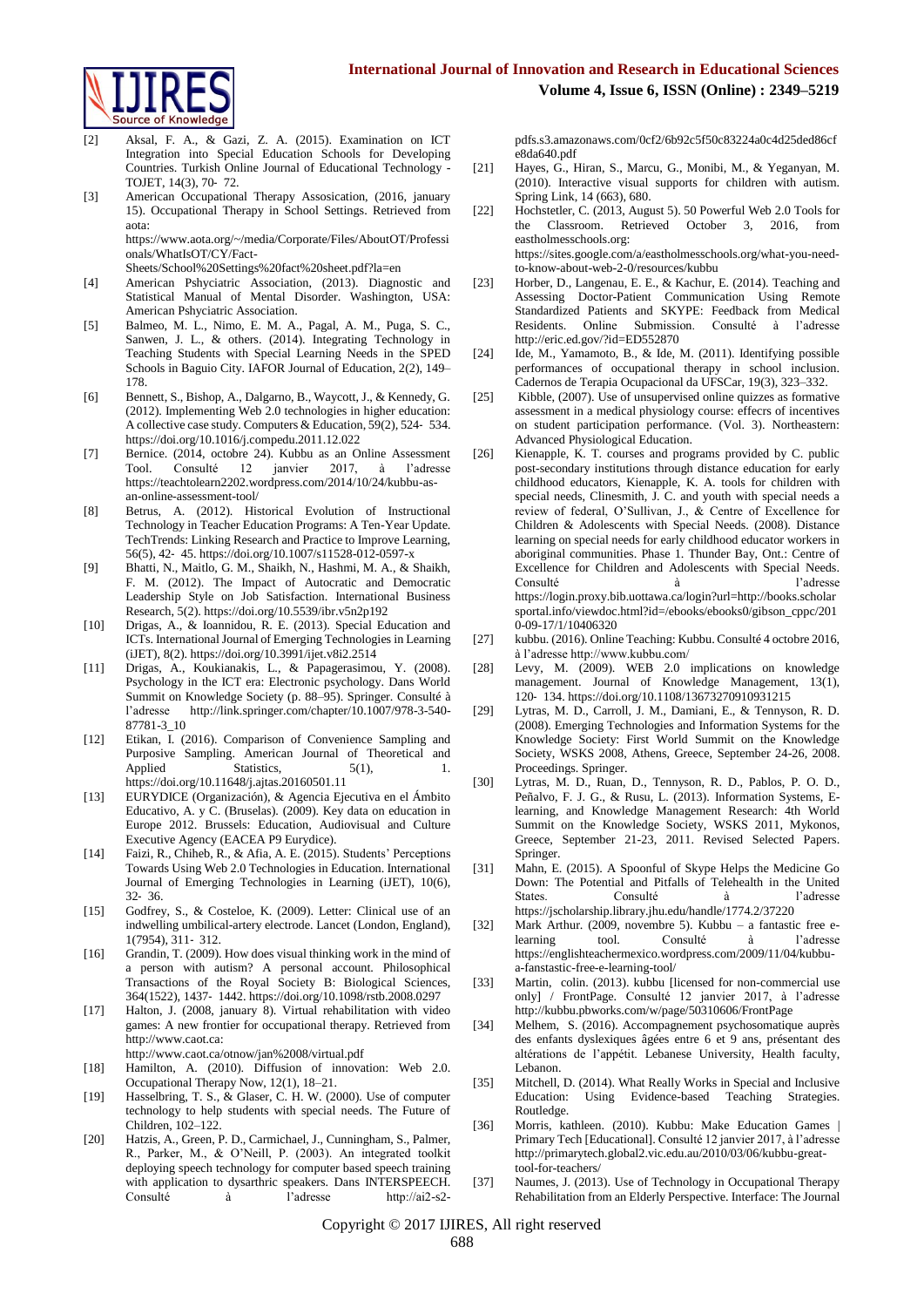[2] Aksal, F. A., & Gazi, Z. A. (2015). Examination on ICT Integration into Special Education Schools for Developing Countries. Turkish Online Journal of Educational Technology - TOJET, 14(3), 70‑ 72.

[3] American Occupational Therapy Assosication, (2016, january 15). Occupational Therapy in School Settings. Retrieved from aota: https://www.aota.org/~/media/Corporate/Files/AboutOT/Professionals/WhatIsOT/CY/Fact-Sheets/School%20Settings%20fact%20sheet.pdf?la=en

[4] American Pshyciatric Association, (2013). Diagnostic and Statistical Manual of Mental Disorder. Washington, USA: American Pshyciatric Association.

[5] Balmeo, M. L., Nimo, E. M. A., Pagal, A. M., Puga, S. C., Sanwen, J. L., & others. (2014). Integrating Technology in Teaching Students with Special Learning Needs in the SPED Schools in Baguio City. IAFOR Journal of Education, 2(2), 149–178.

[6] Bennett, S., Bishop, A., Dalgarno, B., Waycott, J., & Kennedy, G. (2012). Implementing Web 2.0 technologies in higher education: A collective case study. Computers & Education, 59(2), 524‑ 534. https://doi.org/10.1016/j.compedu.2011.12.022

[7] Bernice. (2014, octobre 24). Kubbu as an Online Assessment Tool. Consulté 12 janvier 2017, à l'adresse https://teachtolearn2202.wordpress.com/2014/10/24/kubbu-as-an-online-assessment-tool/

[8] Betrus, A. (2012). Historical Evolution of Instructional Technology in Teacher Education Programs: A Ten-Year Update. TechTrends: Linking Research and Practice to Improve Learning, 56(5), 42‑ 45. https://doi.org/10.1007/s11528-012-0597-x

[9] Bhatti, N., Maitlo, G. M., Shaikh, N., Hashmi, M. A., & Shaikh, F. M. (2012). The Impact of Autocratic and Democratic Leadership Style on Job Satisfaction. International Business Research, 5(2). https://doi.org/10.5539/ibr.v5n2p192

[10] Drigas, A., & Ioannidou, R. E. (2013). Special Education and ICTs. International Journal of Emerging Technologies in Learning (iJET), 8(2). https://doi.org/10.3991/ijet.v8i2.2514

[11] Drigas, A., Koukianakis, L., & Papagerasimou, Y. (2008). Psychology in the ICT era: Electronic psychology. Dans World Summit on Knowledge Society (p. 88–95). Springer. Consulté à l'adresse http://link.springer.com/chapter/10.1007/978-3-540-87781-3_10

[12] Etikan, I. (2016). Comparison of Convenience Sampling and Purposive Sampling. American Journal of Theoretical and Applied Statistics, 5(1), 1. https://doi.org/10.11648/j.ajtas.20160501.11

[13] EURYDICE (Organización), & Agencia Ejecutiva en el Ámbito Educativo, A. y C. (Bruselas). (2009). Key data on education in Europe 2012. Brussels: Education, Audiovisual and Culture Executive Agency (EACEA P9 Eurydice).

[14] Faizi, R., Chiheb, R., & Afia, A. E. (2015). Students' Perceptions Towards Using Web 2.0 Technologies in Education. International Journal of Emerging Technologies in Learning (iJET), 10(6), 32‑ 36.

[15] Godfrey, S., & Costeloe, K. (2009). Letter: Clinical use of an indwelling umbilical-artery electrode. Lancet (London, England), 1(7954), 311‑ 312.

[16] Grandin, T. (2009). How does visual thinking work in the mind of a person with autism? A personal account. Philosophical Transactions of the Royal Society B: Biological Sciences, 364(1522), 1437‑ 1442. https://doi.org/10.1098/rstb.2008.0297

[17] Halton, J. (2008, january 8). Virtual rehabilitation with video games: A new frontier for occupational therapy. Retrieved from http://www.caot.ca: http://www.caot.ca/otnow/jan%2008/virtual.pdf

[18] Hamilton, A. (2010). Diffusion of innovation: Web 2.0. Occupational Therapy Now, 12(1), 18–21.

[19] Hasselbring, T. S., & Glaser, C. H. W. (2000). Use of computer technology to help students with special needs. The Future of Children, 102–122.

[20] Hatzis, A., Green, P. D., Carmichael, J., Cunningham, S., Palmer, R., Parker, M., & O'Neill, P. (2003). An integrated toolkit deploying speech technology for computer based speech training with application to dysarthric speakers. Dans INTERSPEECH. Consulté à l'adresse http://ai2-s2-pdfs.s3.amazonaws.com/0cf2/6b92c5f50c83224a0c4d25ded86cfe8da640.pdf

[21] Hayes, G., Hiran, S., Marcu, G., Monibi, M., & Yeganyan, M. (2010). Interactive visual supports for children with autism. Spring Link, 14 (663), 680.

[22] Hochstetler, C. (2013, August 5). 50 Powerful Web 2.0 Tools for the Classroom. Retrieved October 3, 2016, from eastholmesschools.org: https://sites.google.com/a/eastholmesschools.org/what-you-need-to-know-about-web-2-0/resources/kubbu

[23] Horber, D., Langenau, E. E., & Kachur, E. (2014). Teaching and Assessing Doctor-Patient Communication Using Remote Standardized Patients and SKYPE: Feedback from Medical Residents. Online Submission. Consulté à l'adresse http://eric.ed.gov/?id=ED552870

[24] Ide, M., Yamamoto, B., & Ide, M. (2011). Identifying possible performances of occupational therapy in school inclusion. Cadernos de Terapia Ocupacional da UFSCar, 19(3), 323–332.

[25] Kibble, (2007). Use of unsupervised online quizzes as formative assessment in a medical physiology course: effecrs of incentives on student participation performance. (Vol. 3). Northeastern: Advanced Physiological Education.

[26] Kienapple, K. T. courses and programs provided by C. public post-secondary institutions through distance education for early childhood educators, Kienapple, K. A. tools for children with special needs, Clinesmith, J. C. and youth with special needs a review of federal, O'Sullivan, J., & Centre of Excellence for Children & Adolescents with Special Needs. (2008). Distance learning on special needs for early childhood educator workers in aboriginal communities. Phase 1. Thunder Bay, Ont.: Centre of Excellence for Children and Adolescents with Special Needs. Consulté à l'adresse https://login.proxy.bib.uottawa.ca/login?url=http://books.scholarsportal.info/viewdoc.html?id=/ebooks/ebooks0/gibson_cppc/2010-09-17/1/10406320

[27] kubbu. (2016). Online Teaching: Kubbu. Consulté 4 octobre 2016, à l'adresse http://www.kubbu.com/

[28] Levy, M. (2009). WEB 2.0 implications on knowledge management. Journal of Knowledge Management, 13(1), 120‑ 134. https://doi.org/10.1108/13673270910931215

[29] Lytras, M. D., Carroll, J. M., Damiani, E., & Tennyson, R. D. (2008). Emerging Technologies and Information Systems for the Knowledge Society: First World Summit on the Knowledge Society, WSKS 2008, Athens, Greece, September 24-26, 2008. Proceedings. Springer.

[30] Lytras, M. D., Ruan, D., Tennyson, R. D., Pablos, P. O. D., Peñalvo, F. J. G., & Rusu, L. (2013). Information Systems, E-learning, and Knowledge Management Research: 4th World Summit on the Knowledge Society, WSKS 2011, Mykonos, Greece, September 21-23, 2011. Revised Selected Papers. Springer.

[31] Mahn, E. (2015). A Spoonful of Skype Helps the Medicine Go Down: The Potential and Pitfalls of Telehealth in the United States. Consulté à l'adresse https://jscholarship.library.jhu.edu/handle/1774.2/37220

[32] Mark Arthur. (2009, novembre 5). Kubbu – a fantastic free e-learning tool. Consulté à l'adresse https://englishteachermexico.wordpress.com/2009/11/05/kubbu-a-fanstastic-free-e-learning-tool/

[33] Martin, colin. (2013). kubbu [licensed for non-commercial use only] / FrontPage. Consulté 12 janvier 2017, à l'adresse http://kubbu.pbworks.com/w/page/50310606/FrontPage

[34] Melhem, S. (2016). Accompagnement psychosomatique auprès des enfants dyslexiques âgées entre 6 et 9 ans, présentant des altérations de l'appétit. Lebanese University, Health faculty, Lebanon.

[35] Mitchell, D. (2014). What Really Works in Special and Inclusive Education: Using Evidence-based Teaching Strategies. Routledge.

[36] Morris, kathleen. (2010). Kubbu: Make Education Games | Primary Tech [Educational]. Consulté 12 janvier 2017, à l'adresse http://primarytech.global2.vic.edu.au/2010/03/06/kubbu-great-tool-for-teachers/

[37] Naumes, J. (2013). Use of Technology in Occupational Therapy Rehabilitation from an Elderly Perspective. Interface: The Journal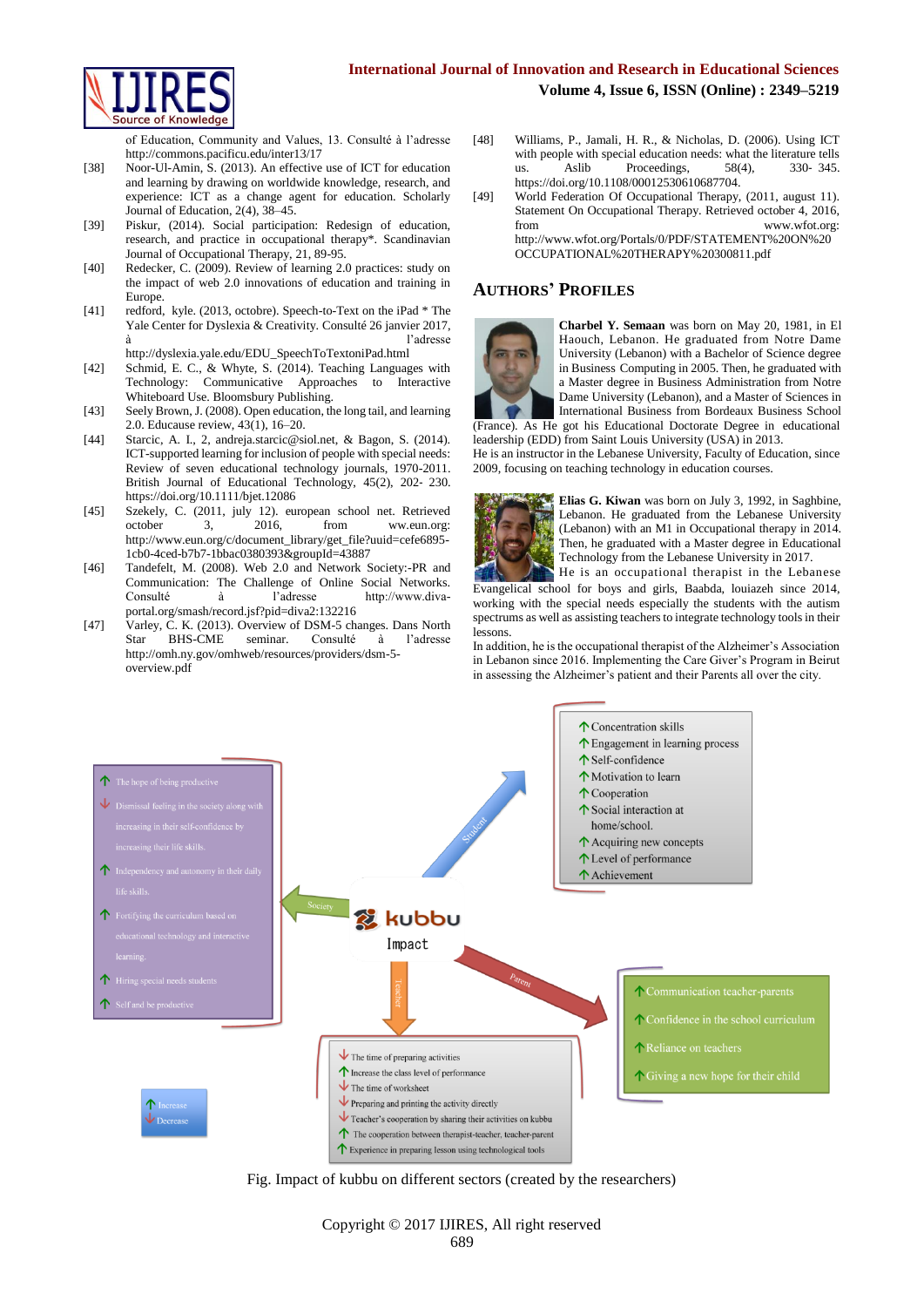of Education, Community and Values, 13. Consulté à l'adresse http://commons.pacificu.edu/inter13/17

[38] Noor-Ul-Amin, S. (2013). An effective use of ICT for education and learning by drawing on worldwide knowledge, research, and experience: ICT as a change agent for education. Scholarly Journal of Education, 2(4), 38–45.

[39] Piskur, (2014). Social participation: Redesign of education, research, and practice in occupational therapy*. Scandinavian Journal of Occupational Therapy, 21, 89-95.

[40] Redecker, C. (2009). Review of learning 2.0 practices: study on the impact of web 2.0 innovations of education and training in Europe.

[41] redford, kyle. (2013, octobre). Speech-to-Text on the iPad * The Yale Center for Dyslexia & Creativity. Consulté 26 janvier 2017, à l'adresse http://dyslexia.yale.edu/EDU_SpeechToTextoniPad.html

[42] Schmid, E. C., & Whyte, S. (2014). Teaching Languages with Technology: Communicative Approaches to Interactive Whiteboard Use. Bloomsbury Publishing.

[43] Seely Brown, J. (2008). Open education, the long tail, and learning 2.0. Educause review, 43(1), 16–20.

[44] Starcic, A. I., 2, andreja.starcic@siol.net, & Bagon, S. (2014). ICT-supported learning for inclusion of people with special needs: Review of seven educational technology journals, 1970-2011. British Journal of Educational Technology, 45(2), 202- 230. https://doi.org/10.1111/bjet.12086

[45] Szekely, C. (2011, july 12). european school net. Retrieved october 3, 2016, from ww.eun.org: http://www.eun.org/c/document_library/get_file?uuid=cefe6895-1cb0-4ced-b7b7-1bbac0380393&groupId=43887

[46] Tandefelt, M. (2008). Web 2.0 and Network Society:-PR and Communication: The Challenge of Online Social Networks. Consulté à l'adresse http://www.diva-portal.org/smash/record.jsf?pid=diva2:132216

[47] Varley, C. K. (2013). Overview of DSM-5 changes. Dans North Star BHS-CME seminar. Consulté à l'adresse http://omh.ny.gov/omhweb/resources/providers/dsm-5-overview.pdf

[48] Williams, P., Jamali, H. R., & Nicholas, D. (2006). Using ICT with people with special education needs: what the literature tells us. Aslib Proceedings, 58(4), 330- 345. https://doi.org/10.1108/00012530610687704.

[49] World Federation Of Occupational Therapy, (2011, august 11). Statement On Occupational Therapy. Retrieved october 4, 2016, from www.wfot.org: http://www.wfot.org/Portals/0/PDF/STATEMENT%20ON%20OCCUPATIONAL%20THERAPY%20300811.pdf

## Authors' Profiles

**Charbel Y. Semaan** was born on May 20, 1981, in El Haouch, Lebanon. He graduated from Notre Dame University (Lebanon) with a Bachelor of Science degree in Business Computing in 2005. Then, he graduated with a Master degree in Business Administration from Notre Dame University (Lebanon), and a Master of Sciences in International Business from Bordeaux Business School (France). As He got his Educational Doctorate Degree in educational leadership (EDD) from Saint Louis University (USA) in 2013.
He is an instructor in the Lebanese University, Faculty of Education, since 2009, focusing on teaching technology in education courses.

**Elias G. Kiwan** was born on July 3, 1992, in Saghbine, Lebanon. He graduated from the Lebanese University (Lebanon) with an M1 in Occupational therapy in 2014. Then, he graduated with a Master degree in Educational Technology from the Lebanese University in 2017.
He is an occupational therapist in the Lebanese Evangelical school for boys and girls, Baabda, since 2014, working with the special needs especially the students with the autism spectrums as well as assisting teachers to integrate technology tools in their lessons.
In addition, he is the occupational therapist of the Alzheimer's Association in Lebanon since 2016. Implementing the Care Giver's Program in Beirut in assessing the Alzheimer's patient and their Parents all over the city.

kubbu
Impact

Student
↑ Concentration skills
↑ Engagement in learning process
↑ Self-confidence
↑ Motivation to learn
↑ Cooperation
↑ Social interaction at home/school.
↑ Acquiring new concepts
↑ Level of performance
↑ Achievement

Society
↑ The hope of being productive
↓ Dismissal feeling in the society along with increasing in their self-confidence by increasing their life skills.
↑ Independency and autonomy in their daily life skills.
↑ Fortifying the curriculum based on educational technology and interactive learning.
↑ Hiring special needs students
↑ Self and be productive

Parent
↑ Communication teacher-parents
↑ Confidence in the school curriculum
↑ Reliance on teachers
↑ Giving a new hope for their child

Teacher
↓ The time of preparing activities
↑ Increase the class level of performance
↓ The time of worksheet
↓ Preparing and printing the activity directly
↓ Teacher's cooperation by sharing their activities on kubbu
↑ The cooperation between therapist-teacher, teacher-parent
↑ Experience in preparing lesson using technological tools

↑ Increase
↓ Decrease

Fig. Impact of kubbu on different sectors (created by the researchers)